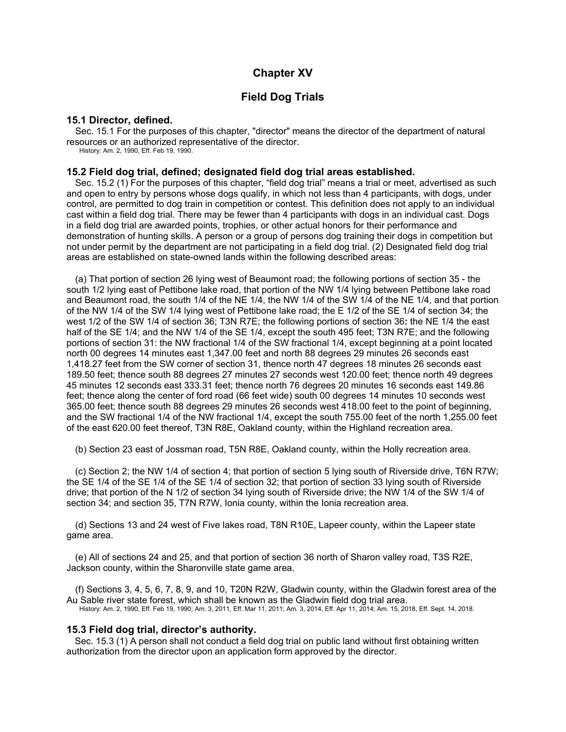# Chapter XV

## Field Dog Trials

### 15.1 Director, defined.

Sec. 15.1 For the purposes of this chapter, "director" means the director of the department of natural resources or an authorized representative of the director.

History: Am. 2, 1990, Eff. Feb 19, 1990.

### 15.2 Field dog trial, defined; designated field dog trial areas established.

Sec. 15.2 (1) For the purposes of this chapter, “field dog trial” means a trial or meet, advertised as such and open to entry by persons whose dogs qualify, in which not less than 4 participants, with dogs, under control, are permitted to dog train in competition or contest. This definition does not apply to an individual cast within a field dog trial. There may be fewer than 4 participants with dogs in an individual cast. Dogs in a field dog trial are awarded points, trophies, or other actual honors for their performance and demonstration of hunting skills. A person or a group of persons dog training their dogs in competition but not under permit by the department are not participating in a field dog trial. (2) Designated field dog trial areas are established on state-owned lands within the following described areas:

(a) That portion of section 26 lying west of Beaumont road; the following portions of section 35 - the south 1/2 lying east of Pettibone lake road, that portion of the NW 1/4 lying between Pettibone lake road and Beaumont road, the south 1/4 of the NE 1/4, the NW 1/4 of the SW 1/4 of the NE 1/4, and that portion of the NW 1/4 of the SW 1/4 lying west of Pettibone lake road; the E 1/2 of the SE 1/4 of section 34; the west 1/2 of the SW 1/4 of section 36; T3N R7E; the following portions of section 36**:** the NE 1/4 the east half of the SE 1/4; and the NW 1/4 of the SE 1/4, except the south 495 feet; T3N R7E; and the following portions of section 31: the NW fractional 1/4 of the SW fractional 1/4, except beginning at a point located north 00 degrees 14 minutes east 1,347.00 feet and north 88 degrees 29 minutes 26 seconds east 1,418.27 feet from the SW corner of section 31, thence north 47 degrees 18 minutes 26 seconds east 189.50 feet; thence south 88 degrees 27 minutes 27 seconds west 120.00 feet; thence north 49 degrees 45 minutes 12 seconds east 333.31 feet; thence north 76 degrees 20 minutes 16 seconds east 149.86 feet; thence along the center of ford road (66 feet wide) south 00 degrees 14 minutes 10 seconds west 365.00 feet; thence south 88 degrees 29 minutes 26 seconds west 418.00 feet to the point of beginning, and the SW fractional 1/4 of the NW fractional 1/4, except the south 755.00 feet of the north 1,255.00 feet of the east 620.00 feet thereof, T3N R8E, Oakland county, within the Highland recreation area.

(b) Section 23 east of Jossman road, T5N R8E, Oakland county, within the Holly recreation area.

(c) Section 2; the NW 1/4 of section 4; that portion of section 5 lying south of Riverside drive, T6N R7W; the SE 1/4 of the SE 1/4 of the SE 1/4 of section 32; that portion of section 33 lying south of Riverside drive; that portion of the N 1/2 of section 34 lying south of Riverside drive; the NW 1/4 of the SW 1/4 of section 34; and section 35, T7N R7W, Ionia county, within the Ionia recreation area.

(d) Sections 13 and 24 west of Five lakes road, T8N R10E, Lapeer county, within the Lapeer state game area.

(e) All of sections 24 and 25, and that portion of section 36 north of Sharon valley road, T3S R2E, Jackson county, within the Sharonville state game area.

(f) Sections 3, 4, 5, 6, 7, 8, 9, and 10, T20N R2W, Gladwin county, within the Gladwin forest area of the Au Sable river state forest, which shall be known as the Gladwin field dog trial area.

History: Am. 2, 1990, Eff. Feb 19, 1990; Am. 3, 2011, Eff. Mar 11, 2011; Am. 3, 2014, Eff. Apr 11, 2014; Am. 15, 2018, Eff. Sept. 14, 2018.

### 15.3 Field dog trial, director’s authority.

Sec. 15.3 (1) A person shall not conduct a field dog trial on public land without first obtaining written authorization from the director upon an application form approved by the director.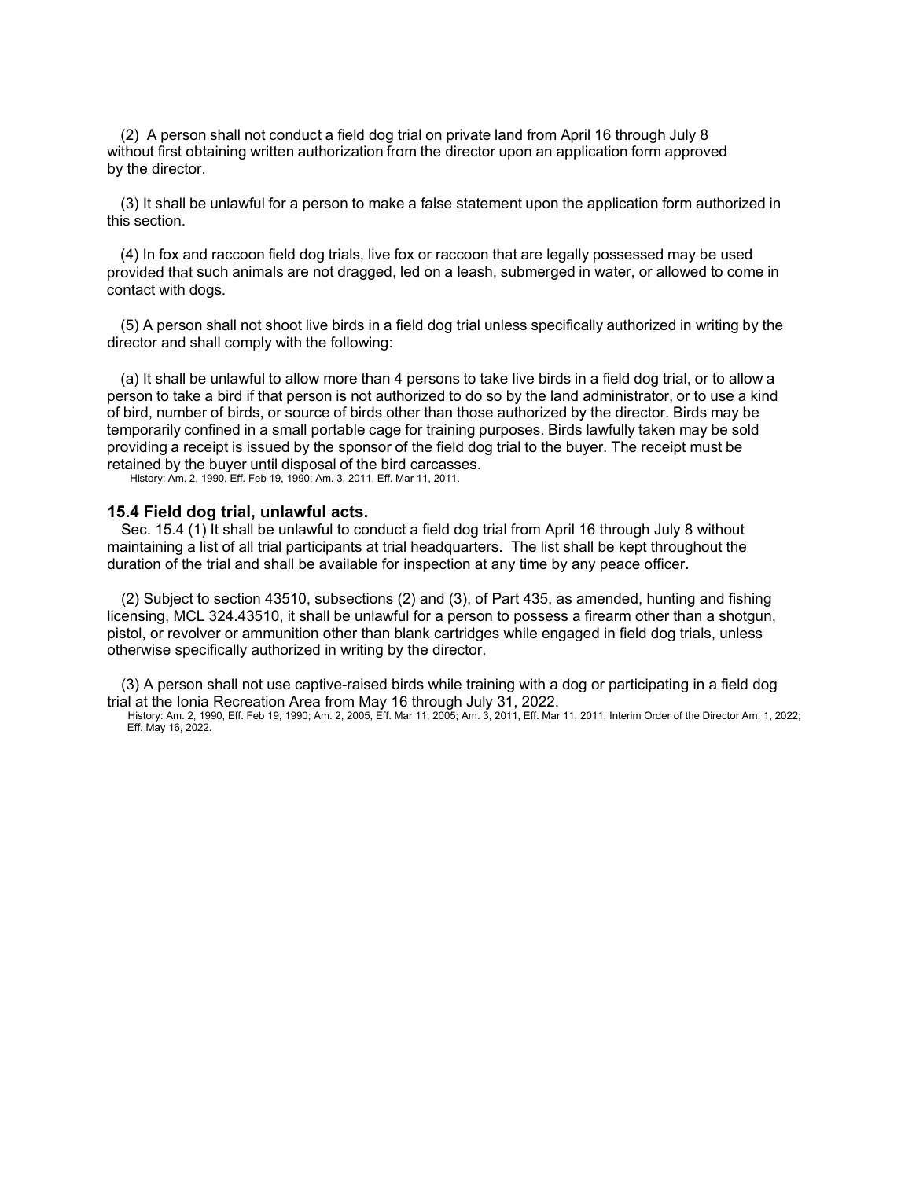(2) A person shall not conduct a field dog trial on private land from April 16 through July 8 without first obtaining written authorization from the director upon an application form approved by the director.

(3) It shall be unlawful for a person to make a false statement upon the application form authorized in this section.

(4) In fox and raccoon field dog trials, live fox or raccoon that are legally possessed may be used provided that such animals are not dragged, led on a leash, submerged in water, or allowed to come in contact with dogs.

(5) A person shall not shoot live birds in a field dog trial unless specifically authorized in writing by the director and shall comply with the following:

(a) It shall be unlawful to allow more than 4 persons to take live birds in a field dog trial, or to allow a person to take a bird if that person is not authorized to do so by the land administrator, or to use a kind of bird, number of birds, or source of birds other than those authorized by the director. Birds may be temporarily confined in a small portable cage for training purposes. Birds lawfully taken may be sold providing a receipt is issued by the sponsor of the field dog trial to the buyer. The receipt must be retained by the buyer until disposal of the bird carcasses.

History: Am. 2, 1990, Eff. Feb 19, 1990; Am. 3, 2011, Eff. Mar 11, 2011.

### 15.4 Field dog trial, unlawful acts.

Sec. 15.4 (1) It shall be unlawful to conduct a field dog trial from April 16 through July 8 without maintaining a list of all trial participants at trial headquarters. The list shall be kept throughout the duration of the trial and shall be available for inspection at any time by any peace officer.

(2) Subject to section 43510, subsections (2) and (3), of Part 435, as amended, hunting and fishing licensing, MCL 324.43510, it shall be unlawful for a person to possess a firearm other than a shotgun, pistol, or revolver or ammunition other than blank cartridges while engaged in field dog trials, unless otherwise specifically authorized in writing by the director.

(3) A person shall not use captive-raised birds while training with a dog or participating in a field dog trial at the Ionia Recreation Area from May 16 through July 31, 2022.

History: Am. 2, 1990, Eff. Feb 19, 1990; Am. 2, 2005, Eff. Mar 11, 2005; Am. 3, 2011, Eff. Mar 11, 2011; Interim Order of the Director Am. 1, 2022; Eff. May 16, 2022.